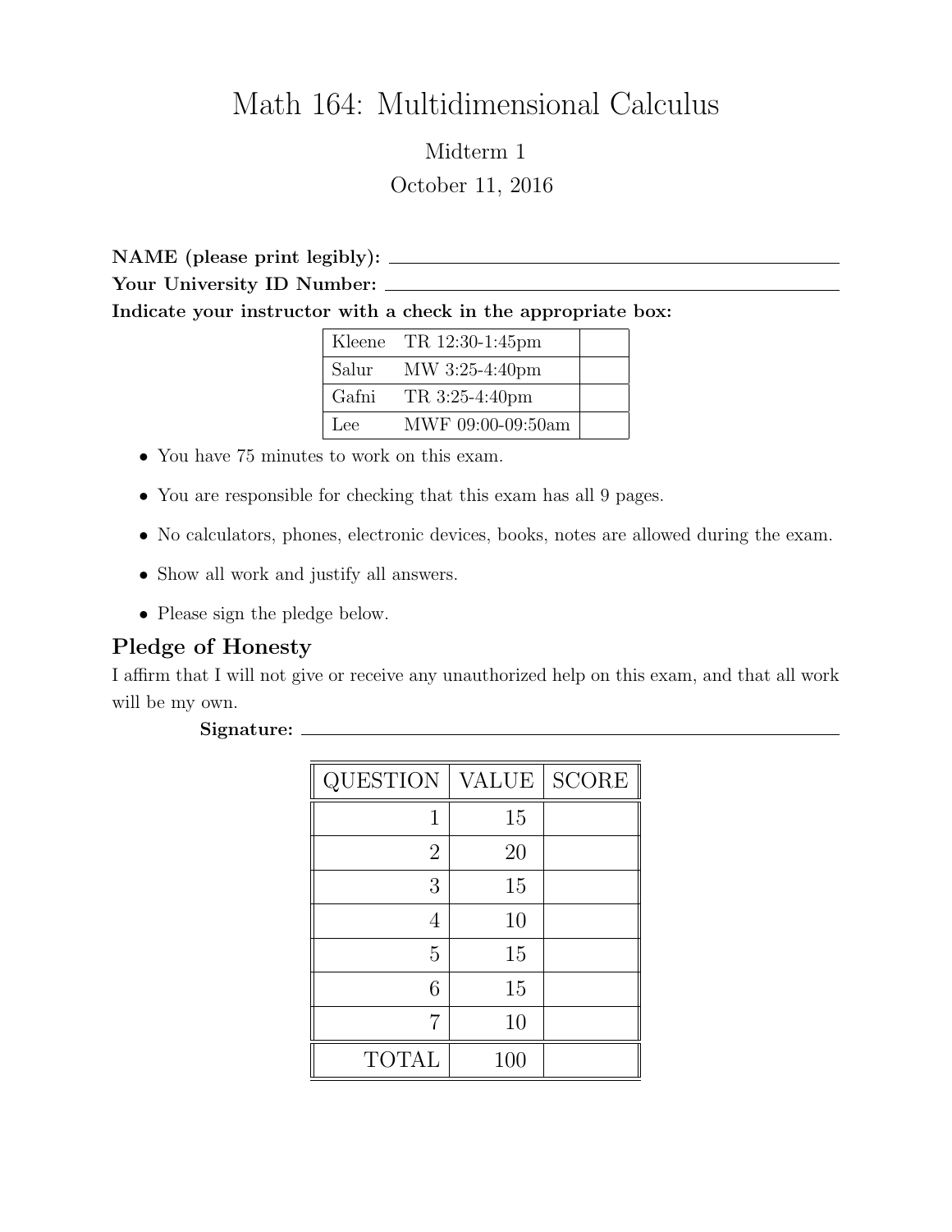# Math 164: Multidimensional Calculus

Midterm 1

October 11, 2016

**NAME (please print legibly):** ______________________________

**Your University ID Number:** ______________________________

**Indicate your instructor with a check in the appropriate box:**

| | | |
|---|---|---|
| Kleene | TR 12:30-1:45pm | |
| Salur | MW 3:25-4:40pm | |
| Gafni | TR 3:25-4:40pm | |
| Lee | MWF 09:00-09:50am | |

- You have 75 minutes to work on this exam.
- You are responsible for checking that this exam has all 9 pages.
- No calculators, phones, electronic devices, books, notes are allowed during the exam.
- Show all work and justify all answers.
- Please sign the pledge below.

## Pledge of Honesty

I affirm that I will not give or receive any unauthorized help on this exam, and that all work will be my own.

**Signature:** ______________________________

| QUESTION | VALUE | SCORE |
|---|---|---|
| 1 | 15 | |
| 2 | 20 | |
| 3 | 15 | |
| 4 | 10 | |
| 5 | 15 | |
| 6 | 15 | |
| 7 | 10 | |
| TOTAL | 100 | |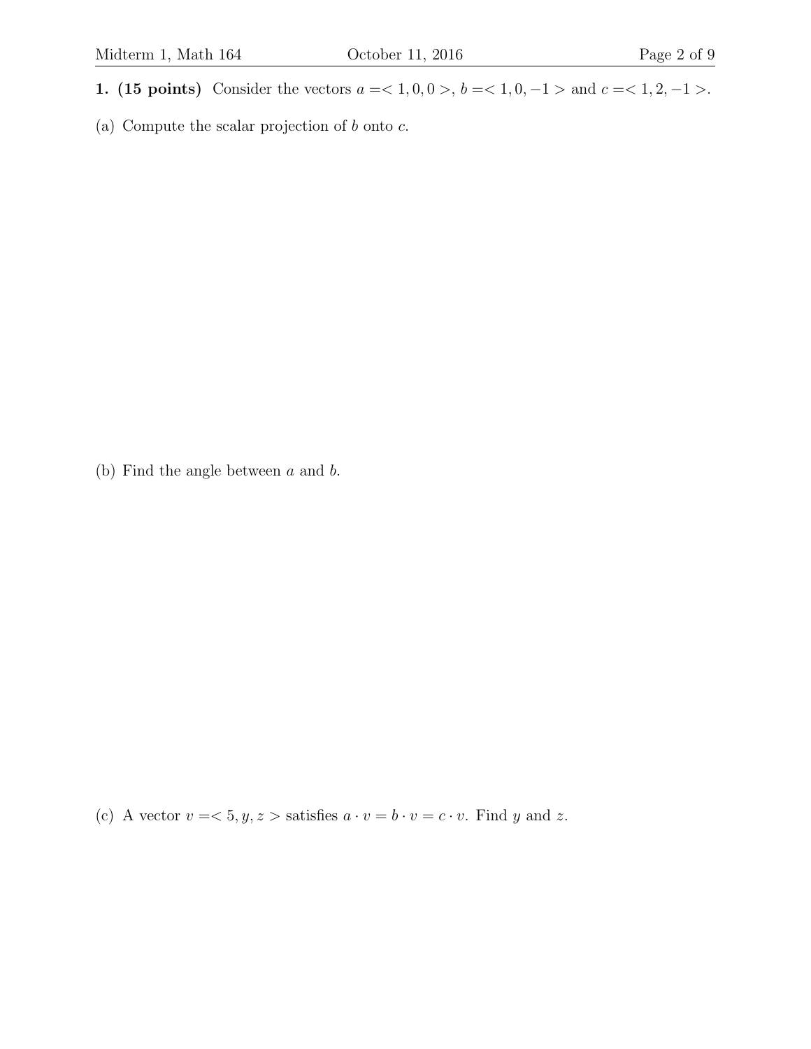**1. (15 points)** Consider the vectors $a = < 1, 0, 0 >$, $b = < 1, 0, -1 >$ and $c = < 1, 2, -1 >$.

(a) Compute the scalar projection of $b$ onto $c$.

(b) Find the angle between $a$ and $b$.

(c) A vector $v = < 5, y, z >$ satisfies $a \cdot v = b \cdot v = c \cdot v$. Find $y$ and $z$.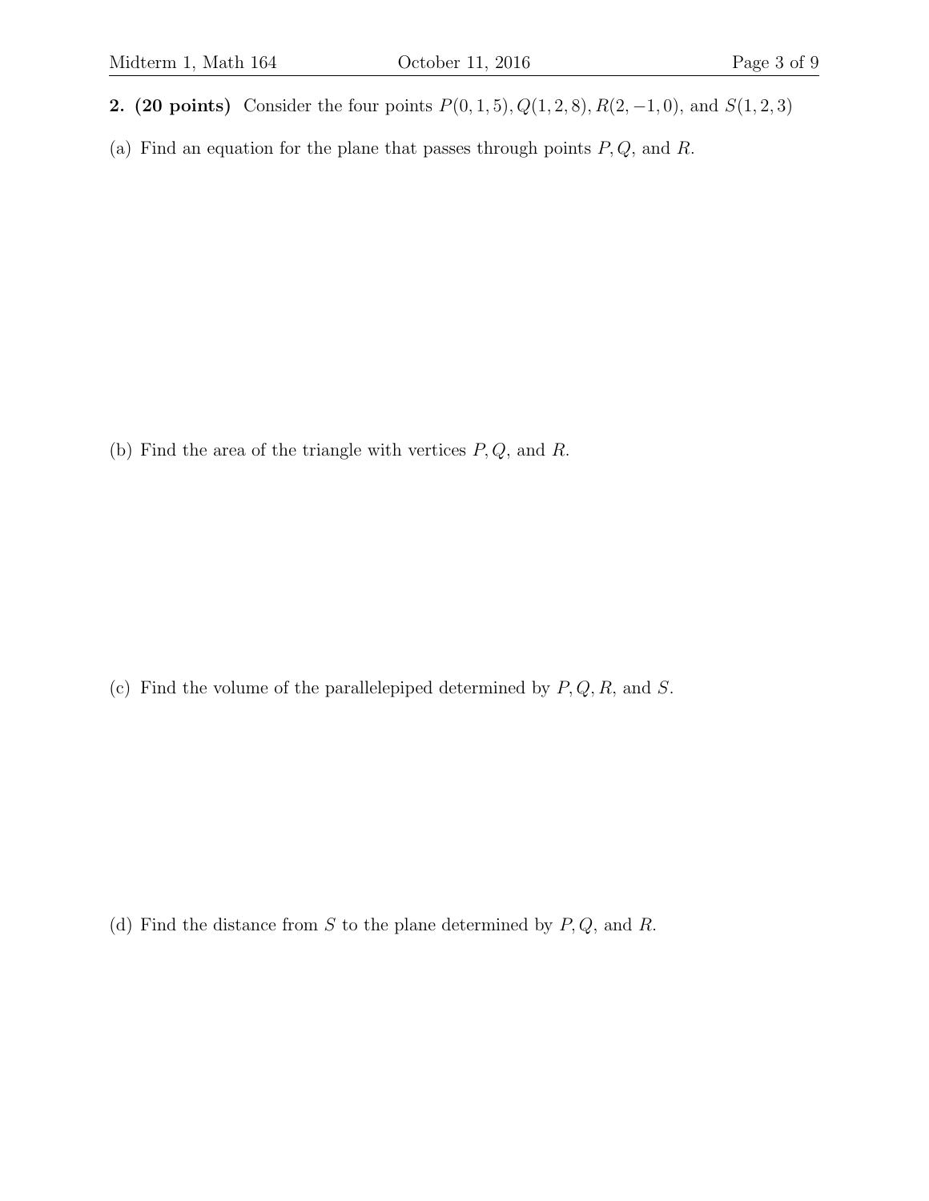**2. (20 points)** Consider the four points $P(0,1,5), Q(1,2,8), R(2,-1,0)$, and $S(1,2,3)$

(a) Find an equation for the plane that passes through points $P, Q$, and $R$.

(b) Find the area of the triangle with vertices $P, Q$, and $R$.

(c) Find the volume of the parallelepiped determined by $P, Q, R$, and $S$.

(d) Find the distance from $S$ to the plane determined by $P, Q$, and $R$.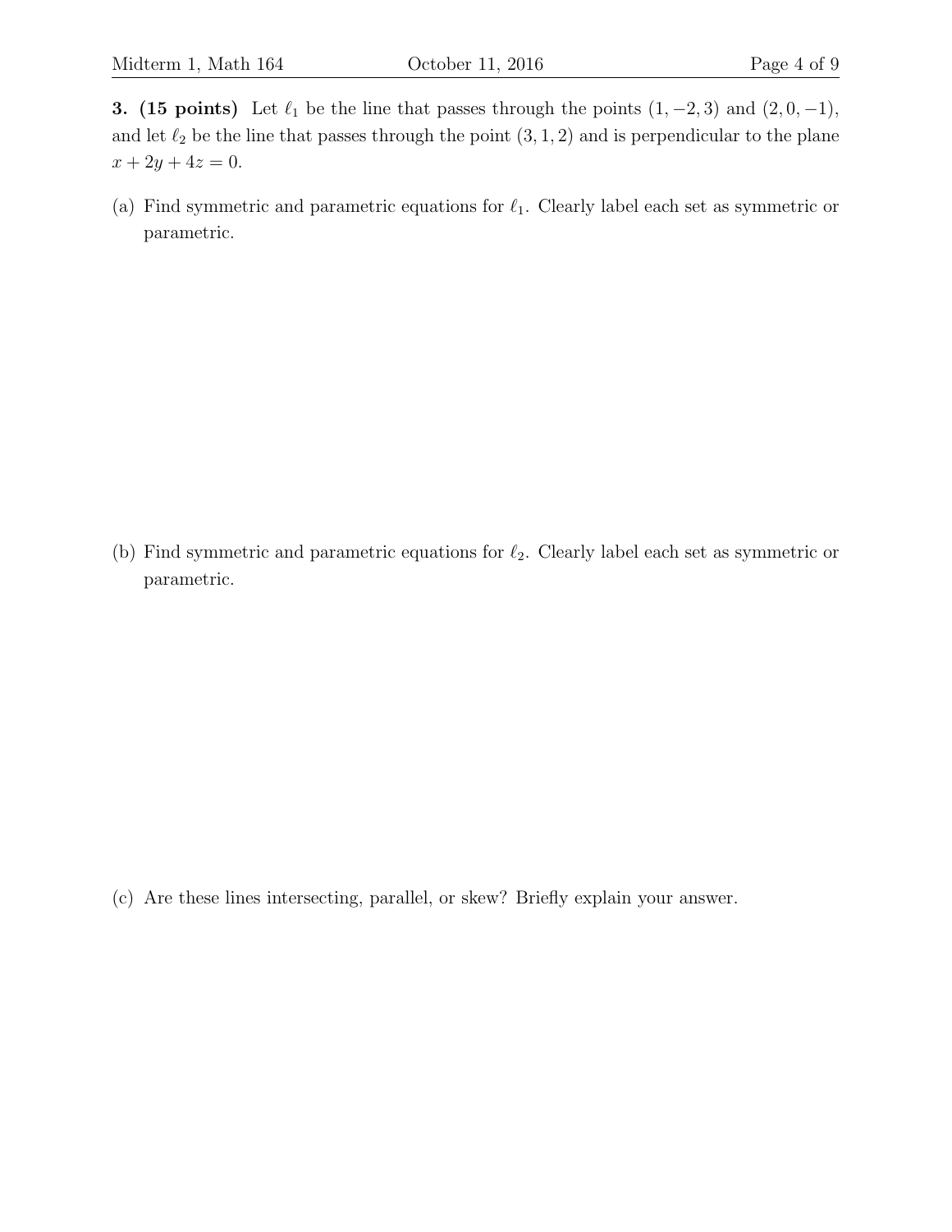**3. (15 points)** Let $\ell_1$ be the line that passes through the points $(1, -2, 3)$ and $(2, 0, -1)$, and let $\ell_2$ be the line that passes through the point $(3, 1, 2)$ and is perpendicular to the plane $x + 2y + 4z = 0$.

(a) Find symmetric and parametric equations for $\ell_1$. Clearly label each set as symmetric or parametric.

(b) Find symmetric and parametric equations for $\ell_2$. Clearly label each set as symmetric or parametric.

(c) Are these lines intersecting, parallel, or skew? Briefly explain your answer.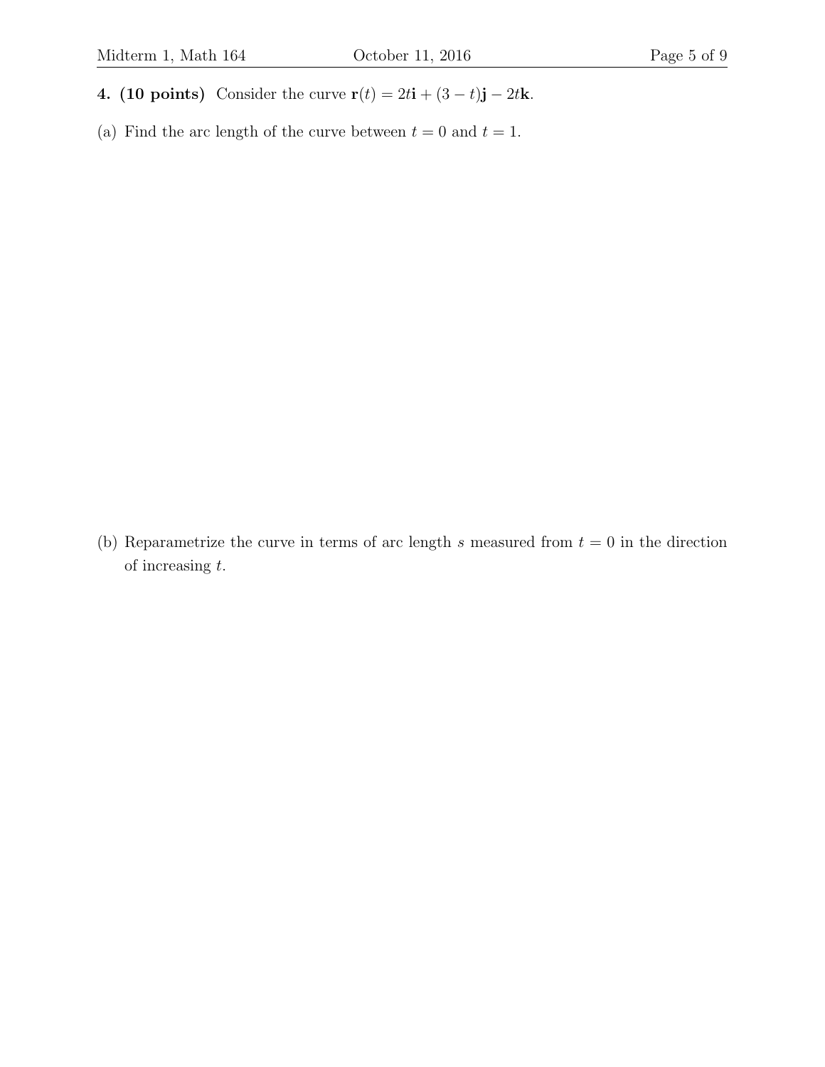**4. (10 points)** Consider the curve $\mathbf{r}(t) = 2t\mathbf{i} + (3 - t)\mathbf{j} - 2t\mathbf{k}$.

(a) Find the arc length of the curve between $t = 0$ and $t = 1$.

(b) Reparametrize the curve in terms of arc length $s$ measured from $t = 0$ in the direction of increasing $t$.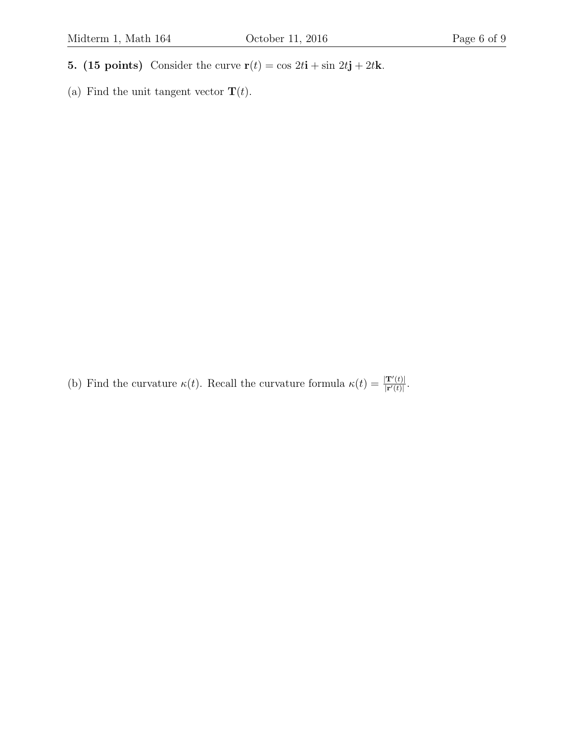**5. (15 points)** Consider the curve $\mathbf{r}(t) = \cos 2t\mathbf{i} + \sin 2t\mathbf{j} + 2t\mathbf{k}$.

(a) Find the unit tangent vector $\mathbf{T}(t)$.

(b) Find the curvature $\kappa(t)$. Recall the curvature formula $\kappa(t) = \frac{|\mathbf{T}'(t)|}{|\mathbf{r}'(t)|}$.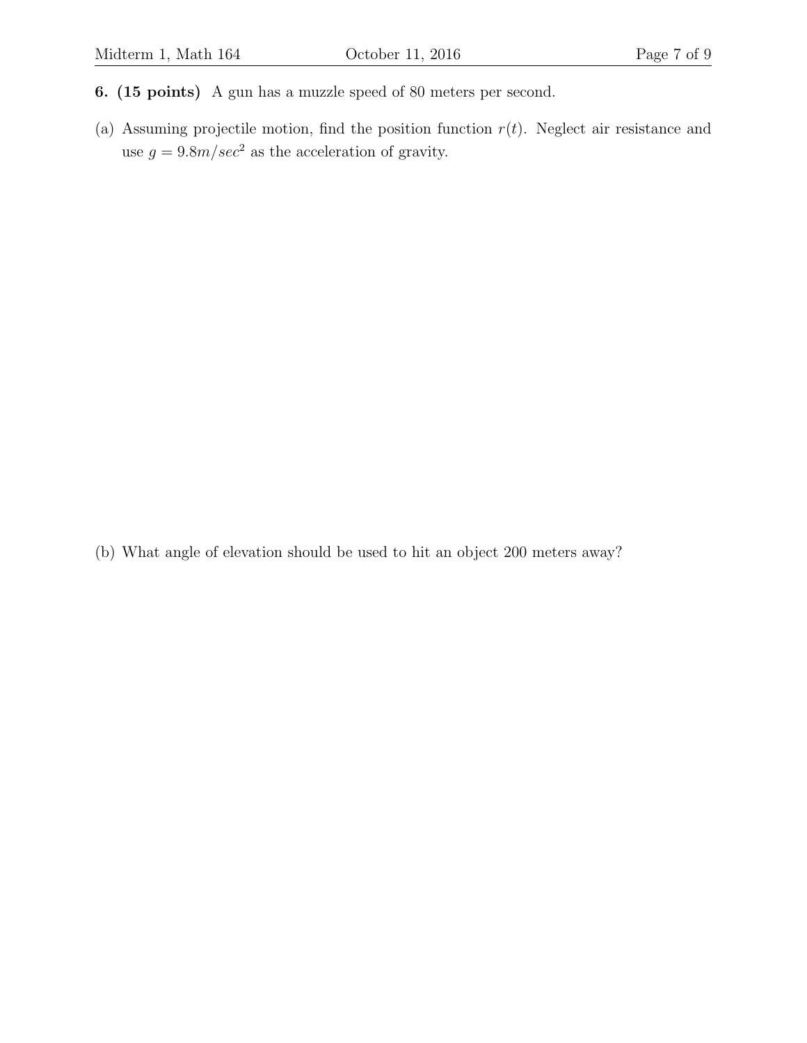**6. (15 points)** A gun has a muzzle speed of 80 meters per second.

(a) Assuming projectile motion, find the position function $r(t)$. Neglect air resistance and use $g = 9.8 m/sec^2$ as the acceleration of gravity.

(b) What angle of elevation should be used to hit an object 200 meters away?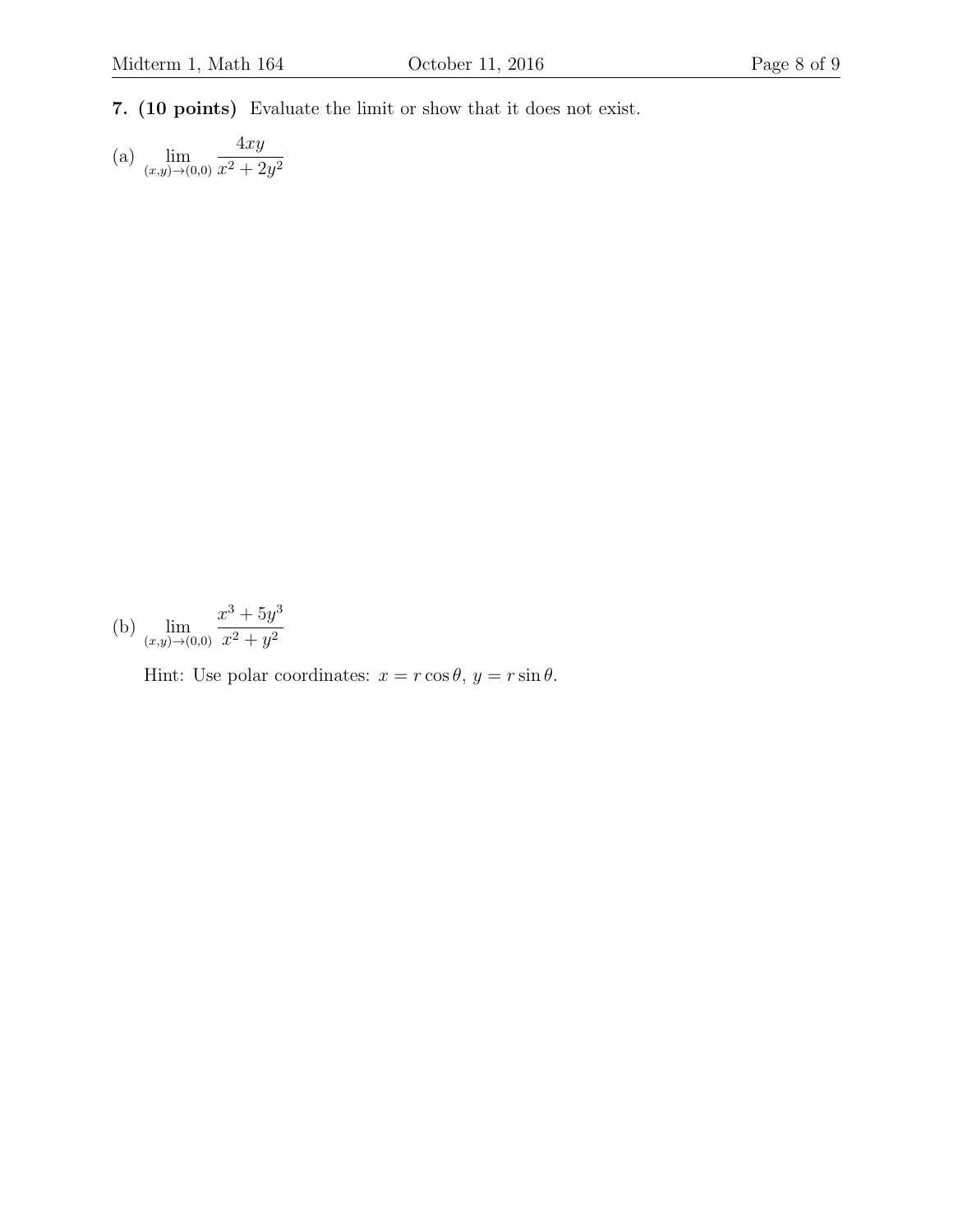**7. (10 points)** Evaluate the limit or show that it does not exist.

(a) $\displaystyle \lim_{(x,y)\to(0,0)} \frac{4xy}{x^2+2y^2}$

(b) $\displaystyle \lim_{(x,y)\to(0,0)} \frac{x^3+5y^3}{x^2+y^2}$

Hint: Use polar coordinates: $x = r\cos\theta$, $y = r\sin\theta$.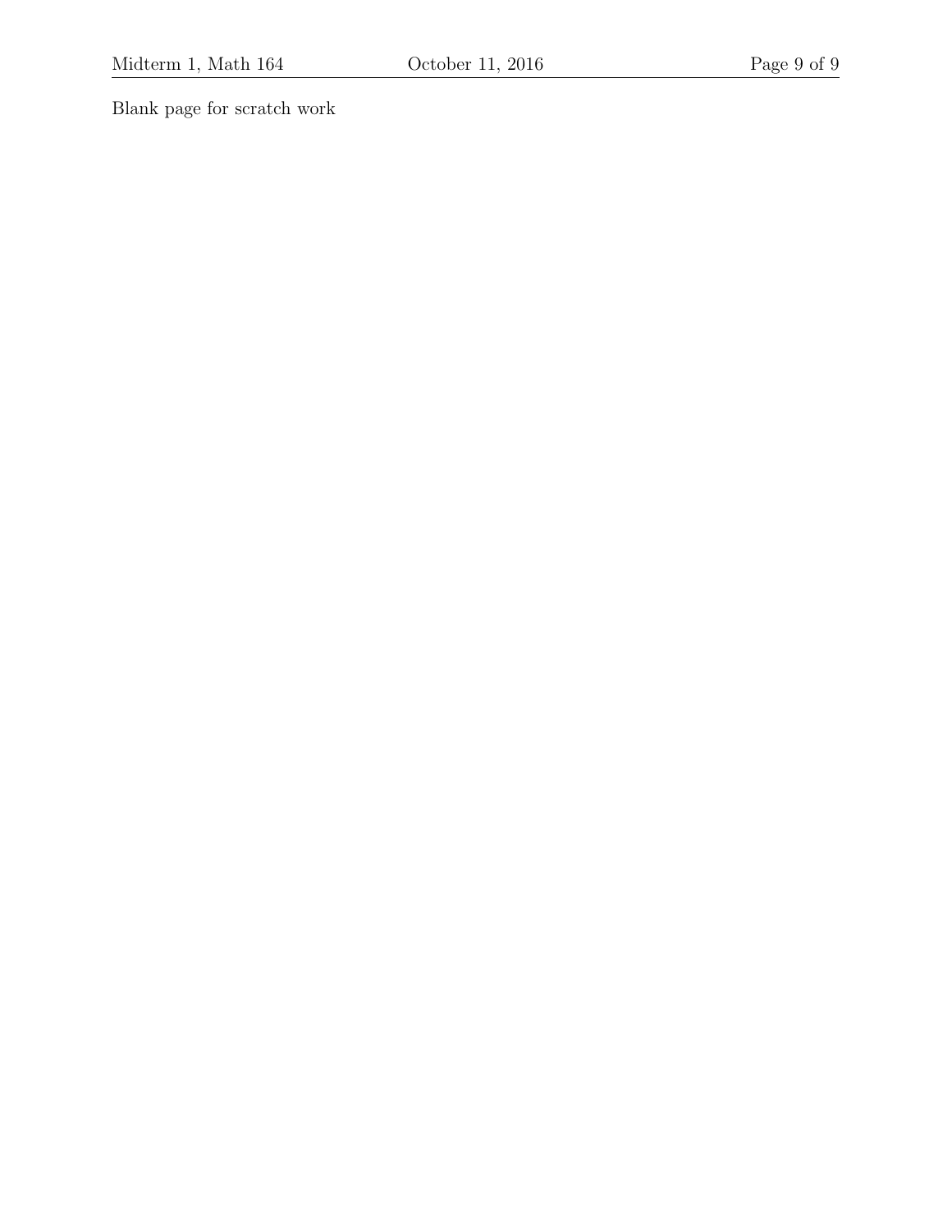Blank page for scratch work